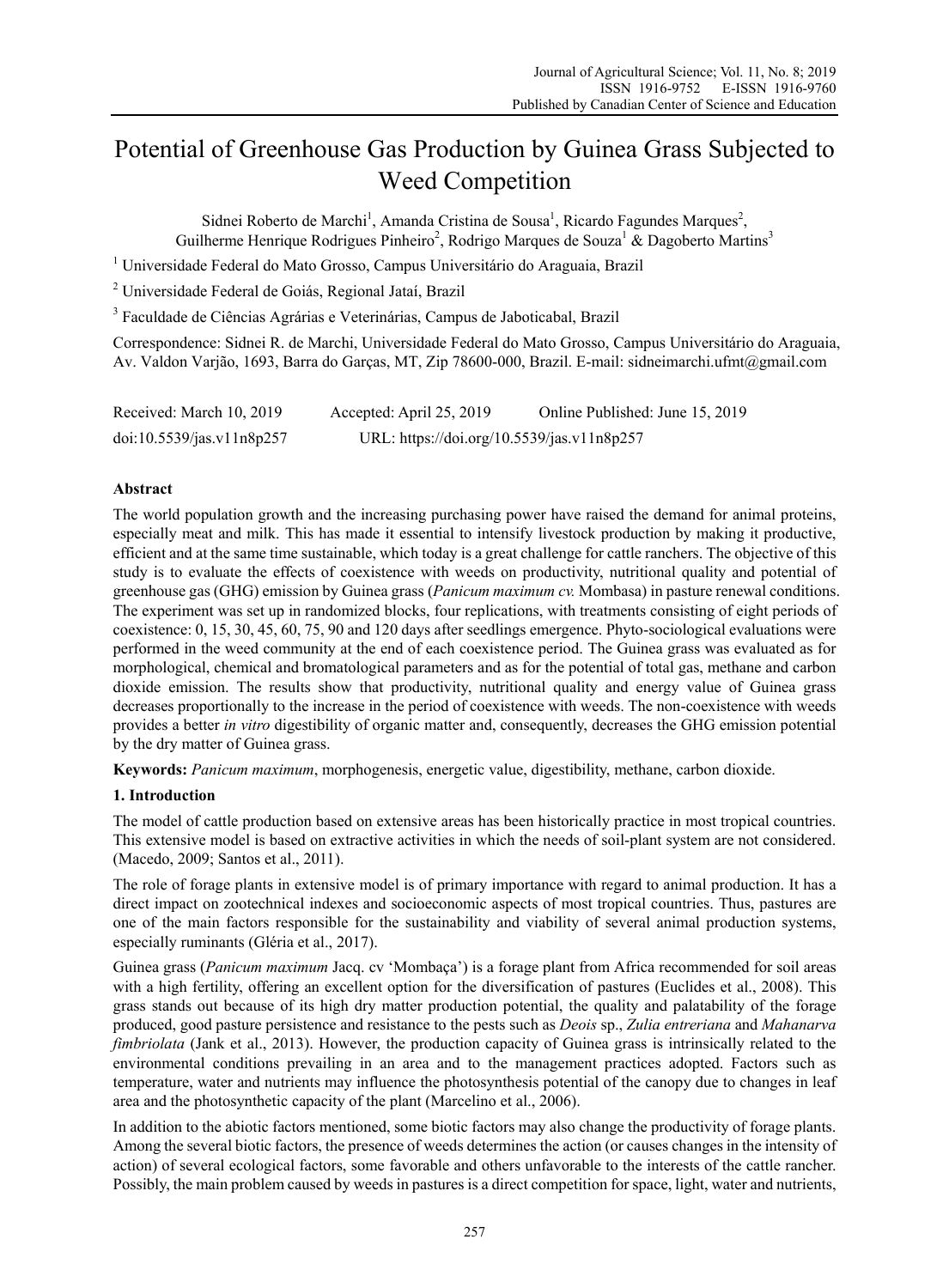# Potential of Greenhouse Gas Production by Guinea Grass Subjected to Weed Competition

Sidnei Roberto de Marchi[1], Amanda Cristina de Sousa[1], Ricardo Fagundes Marques[2], Guilherme Henrique Rodrigues Pinheiro[2], Rodrigo Marques de Souza[1] & Dagoberto Martins[3]

[1] Universidade Federal do Mato Grosso, Campus Universitário do Araguaia, Brazil

[2] Universidade Federal de Goiás, Regional Jataí, Brazil

[3] Faculdade de Ciências Agrárias e Veterinárias, Campus de Jaboticabal, Brazil

Correspondence: Sidnei R. de Marchi, Universidade Federal do Mato Grosso, Campus Universitário do Araguaia, Av. Valdon Varjão, 1693, Barra do Garças, MT, Zip 78600-000, Brazil. E-mail: sidneimarchi.ufmt@gmail.com

Received: March 10, 2019 Accepted: April 25, 2019 Online Published: June 15, 2019

doi:10.5539/jas.v11n8p257 URL: https://doi.org/10.5539/jas.v11n8p257

## Abstract

The world population growth and the increasing purchasing power have raised the demand for animal proteins, especially meat and milk. This has made it essential to intensify livestock production by making it productive, efficient and at the same time sustainable, which today is a great challenge for cattle ranchers. The objective of this study is to evaluate the effects of coexistence with weeds on productivity, nutritional quality and potential of greenhouse gas (GHG) emission by Guinea grass (*Panicum maximum cv.* Mombasa) in pasture renewal conditions. The experiment was set up in randomized blocks, four replications, with treatments consisting of eight periods of coexistence: 0, 15, 30, 45, 60, 75, 90 and 120 days after seedlings emergence. Phyto-sociological evaluations were performed in the weed community at the end of each coexistence period. The Guinea grass was evaluated as for morphological, chemical and bromatological parameters and as for the potential of total gas, methane and carbon dioxide emission. The results show that productivity, nutritional quality and energy value of Guinea grass decreases proportionally to the increase in the period of coexistence with weeds. The non-coexistence with weeds provides a better *in vitro* digestibility of organic matter and, consequently, decreases the GHG emission potential by the dry matter of Guinea grass.

**Keywords:** *Panicum maximum*, morphogenesis, energetic value, digestibility, methane, carbon dioxide.

## 1. Introduction

The model of cattle production based on extensive areas has been historically practice in most tropical countries. This extensive model is based on extractive activities in which the needs of soil-plant system are not considered. (Macedo, 2009; Santos et al., 2011).

The role of forage plants in extensive model is of primary importance with regard to animal production. It has a direct impact on zootechnical indexes and socioeconomic aspects of most tropical countries. Thus, pastures are one of the main factors responsible for the sustainability and viability of several animal production systems, especially ruminants (Gléria et al., 2017).

Guinea grass (*Panicum maximum* Jacq. cv 'Mombaça') is a forage plant from Africa recommended for soil areas with a high fertility, offering an excellent option for the diversification of pastures (Euclides et al., 2008). This grass stands out because of its high dry matter production potential, the quality and palatability of the forage produced, good pasture persistence and resistance to the pests such as *Deois* sp., *Zulia entreriana* and *Mahanarva fimbriolata* (Jank et al., 2013). However, the production capacity of Guinea grass is intrinsically related to the environmental conditions prevailing in an area and to the management practices adopted. Factors such as temperature, water and nutrients may influence the photosynthesis potential of the canopy due to changes in leaf area and the photosynthetic capacity of the plant (Marcelino et al., 2006).

In addition to the abiotic factors mentioned, some biotic factors may also change the productivity of forage plants. Among the several biotic factors, the presence of weeds determines the action (or causes changes in the intensity of action) of several ecological factors, some favorable and others unfavorable to the interests of the cattle rancher. Possibly, the main problem caused by weeds in pastures is a direct competition for space, light, water and nutrients,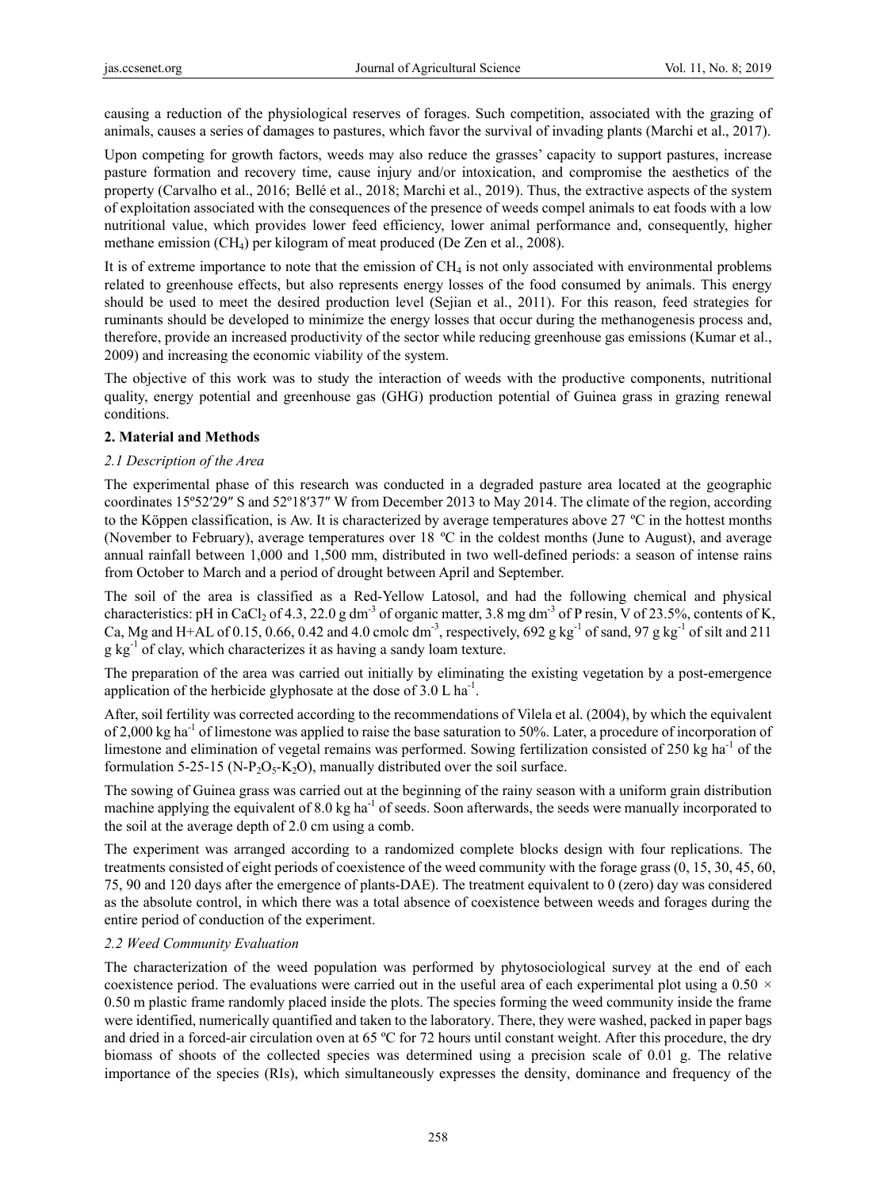causing a reduction of the physiological reserves of forages. Such competition, associated with the grazing of animals, causes a series of damages to pastures, which favor the survival of invading plants (Marchi et al., 2017).

Upon competing for growth factors, weeds may also reduce the grasses' capacity to support pastures, increase pasture formation and recovery time, cause injury and/or intoxication, and compromise the aesthetics of the property (Carvalho et al., 2016; Bellé et al., 2018; Marchi et al., 2019). Thus, the extractive aspects of the system of exploitation associated with the consequences of the presence of weeds compel animals to eat foods with a low nutritional value, which provides lower feed efficiency, lower animal performance and, consequently, higher methane emission ($CH_4$) per kilogram of meat produced (De Zen et al., 2008).

It is of extreme importance to note that the emission of $CH_4$ is not only associated with environmental problems related to greenhouse effects, but also represents energy losses of the food consumed by animals. This energy should be used to meet the desired production level (Sejian et al., 2011). For this reason, feed strategies for ruminants should be developed to minimize the energy losses that occur during the methanogenesis process and, therefore, provide an increased productivity of the sector while reducing greenhouse gas emissions (Kumar et al., 2009) and increasing the economic viability of the system.

The objective of this work was to study the interaction of weeds with the productive components, nutritional quality, energy potential and greenhouse gas (GHG) production potential of Guinea grass in grazing renewal conditions.

## 2. Material and Methods

### 2.1 Description of the Area

The experimental phase of this research was conducted in a degraded pasture area located at the geographic coordinates 15º52′29″ S and 52º18′37″ W from December 2013 to May 2014. The climate of the region, according to the Köppen classification, is Aw. It is characterized by average temperatures above 27 ºC in the hottest months (November to February), average temperatures over 18 ºC in the coldest months (June to August), and average annual rainfall between 1,000 and 1,500 mm, distributed in two well-defined periods: a season of intense rains from October to March and a period of drought between April and September.

The soil of the area is classified as a Red-Yellow Latosol, and had the following chemical and physical characteristics: pH in $CaCl_2$ of 4.3, 22.0 g dm$^{-3}$ of organic matter, 3.8 mg dm$^{-3}$ of P resin, V of 23.5%, contents of K, Ca, Mg and H+AL of 0.15, 0.66, 0.42 and 4.0 cmolc dm$^{-3}$, respectively, 692 g kg$^{-1}$ of sand, 97 g kg$^{-1}$ of silt and 211 g kg$^{-1}$ of clay, which characterizes it as having a sandy loam texture.

The preparation of the area was carried out initially by eliminating the existing vegetation by a post-emergence application of the herbicide glyphosate at the dose of 3.0 L ha$^{-1}$.

After, soil fertility was corrected according to the recommendations of Vilela et al. (2004), by which the equivalent of 2,000 kg ha$^{-1}$ of limestone was applied to raise the base saturation to 50%. Later, a procedure of incorporation of limestone and elimination of vegetal remains was performed. Sowing fertilization consisted of 250 kg ha$^{-1}$ of the formulation 5-25-15 (N-$P_2O_5$-$K_2O$), manually distributed over the soil surface.

The sowing of Guinea grass was carried out at the beginning of the rainy season with a uniform grain distribution machine applying the equivalent of 8.0 kg ha$^{-1}$ of seeds. Soon afterwards, the seeds were manually incorporated to the soil at the average depth of 2.0 cm using a comb.

The experiment was arranged according to a randomized complete blocks design with four replications. The treatments consisted of eight periods of coexistence of the weed community with the forage grass (0, 15, 30, 45, 60, 75, 90 and 120 days after the emergence of plants-DAE). The treatment equivalent to 0 (zero) day was considered as the absolute control, in which there was a total absence of coexistence between weeds and forages during the entire period of conduction of the experiment.

### 2.2 Weed Community Evaluation

The characterization of the weed population was performed by phytosociological survey at the end of each coexistence period. The evaluations were carried out in the useful area of each experimental plot using a 0.50 × 0.50 m plastic frame randomly placed inside the plots. The species forming the weed community inside the frame were identified, numerically quantified and taken to the laboratory. There, they were washed, packed in paper bags and dried in a forced-air circulation oven at 65 ºC for 72 hours until constant weight. After this procedure, the dry biomass of shoots of the collected species was determined using a precision scale of 0.01 g. The relative importance of the species (RIs), which simultaneously expresses the density, dominance and frequency of the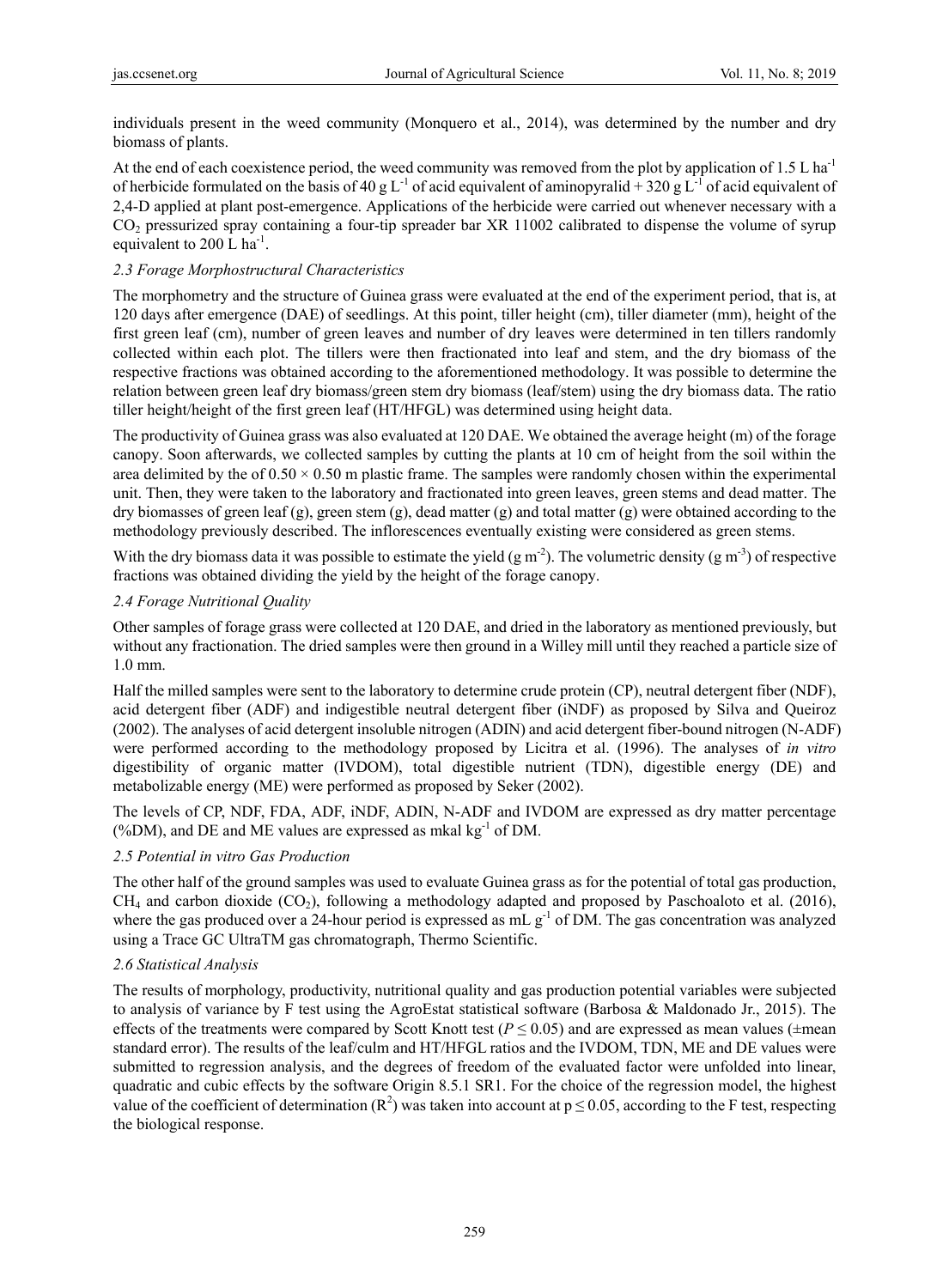individuals present in the weed community (Monquero et al., 2014), was determined by the number and dry biomass of plants.

At the end of each coexistence period, the weed community was removed from the plot by application of 1.5 L $ha^{-1}$ of herbicide formulated on the basis of 40 g $L^{-1}$ of acid equivalent of aminopyralid + 320 g $L^{-1}$ of acid equivalent of 2,4-D applied at plant post-emergence. Applications of the herbicide were carried out whenever necessary with a $CO_2$ pressurized spray containing a four-tip spreader bar XR 11002 calibrated to dispense the volume of syrup equivalent to 200 L $ha^{-1}$.

### *2.3 Forage Morphostructural Characteristics*

The morphometry and the structure of Guinea grass were evaluated at the end of the experiment period, that is, at 120 days after emergence (DAE) of seedlings. At this point, tiller height (cm), tiller diameter (mm), height of the first green leaf (cm), number of green leaves and number of dry leaves were determined in ten tillers randomly collected within each plot. The tillers were then fractionated into leaf and stem, and the dry biomass of the respective fractions was obtained according to the aforementioned methodology. It was possible to determine the relation between green leaf dry biomass/green stem dry biomass (leaf/stem) using the dry biomass data. The ratio tiller height/height of the first green leaf (HT/HFGL) was determined using height data.

The productivity of Guinea grass was also evaluated at 120 DAE. We obtained the average height (m) of the forage canopy. Soon afterwards, we collected samples by cutting the plants at 10 cm of height from the soil within the area delimited by the of 0.50 × 0.50 m plastic frame. The samples were randomly chosen within the experimental unit. Then, they were taken to the laboratory and fractionated into green leaves, green stems and dead matter. The dry biomasses of green leaf (g), green stem (g), dead matter (g) and total matter (g) were obtained according to the methodology previously described. The inflorescences eventually existing were considered as green stems.

With the dry biomass data it was possible to estimate the yield (g $m^{-2}$). The volumetric density (g $m^{-3}$) of respective fractions was obtained dividing the yield by the height of the forage canopy.

### *2.4 Forage Nutritional Quality*

Other samples of forage grass were collected at 120 DAE, and dried in the laboratory as mentioned previously, but without any fractionation. The dried samples were then ground in a Willey mill until they reached a particle size of 1.0 mm.

Half the milled samples were sent to the laboratory to determine crude protein (CP), neutral detergent fiber (NDF), acid detergent fiber (ADF) and indigestible neutral detergent fiber (iNDF) as proposed by Silva and Queiroz (2002). The analyses of acid detergent insoluble nitrogen (ADIN) and acid detergent fiber-bound nitrogen (N-ADF) were performed according to the methodology proposed by Licitra et al. (1996). The analyses of *in vitro* digestibility of organic matter (IVDOM), total digestible nutrient (TDN), digestible energy (DE) and metabolizable energy (ME) were performed as proposed by Seker (2002).

The levels of CP, NDF, FDA, ADF, iNDF, ADIN, N-ADF and IVDOM are expressed as dry matter percentage (%DM), and DE and ME values are expressed as mkal $kg^{-1}$ of DM.

### *2.5 Potential in vitro Gas Production*

The other half of the ground samples was used to evaluate Guinea grass as for the potential of total gas production, $CH_4$ and carbon dioxide ($CO_2$), following a methodology adapted and proposed by Paschoaloto et al. (2016), where the gas produced over a 24-hour period is expressed as mL $g^{-1}$ of DM. The gas concentration was analyzed using a Trace GC UltraTM gas chromatograph, Thermo Scientific.

### *2.6 Statistical Analysis*

The results of morphology, productivity, nutritional quality and gas production potential variables were subjected to analysis of variance by F test using the AgroEstat statistical software (Barbosa & Maldonado Jr., 2015). The effects of the treatments were compared by Scott Knott test ($P \leq 0.05$) and are expressed as mean values (±mean standard error). The results of the leaf/culm and HT/HFGL ratios and the IVDOM, TDN, ME and DE values were submitted to regression analysis, and the degrees of freedom of the evaluated factor were unfolded into linear, quadratic and cubic effects by the software Origin 8.5.1 SR1. For the choice of the regression model, the highest value of the coefficient of determination ($R^2$) was taken into account at $p \leq 0.05$, according to the F test, respecting the biological response.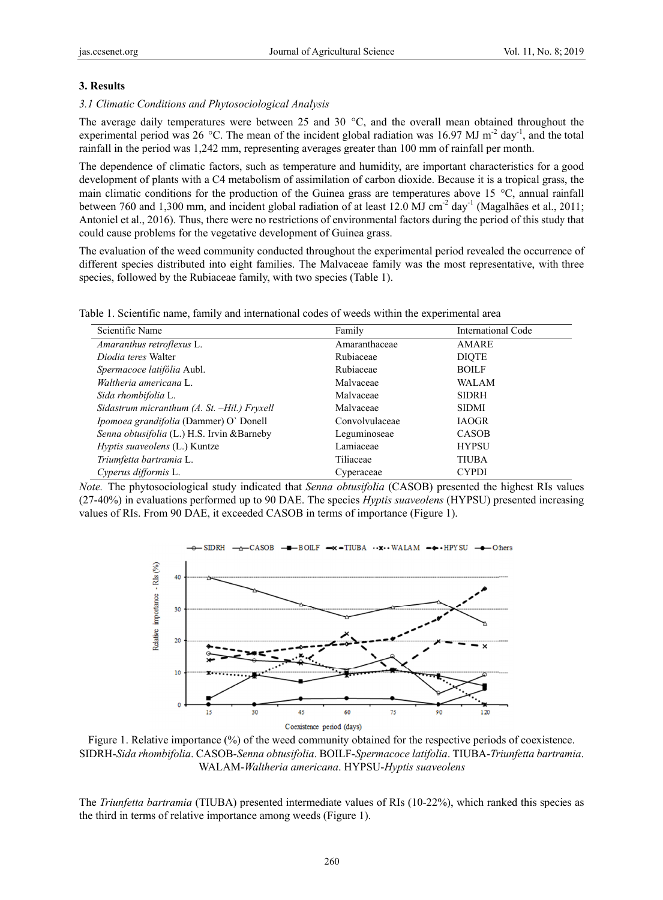## 3. Results

### 3.1 Climatic Conditions and Phytosociological Analysis

The average daily temperatures were between 25 and 30 °C, and the overall mean obtained throughout the experimental period was 26 °C. The mean of the incident global radiation was 16.97 MJ $m^{-2}$ $day^{-1}$, and the total rainfall in the period was 1,242 mm, representing averages greater than 100 mm of rainfall per month.

The dependence of climatic factors, such as temperature and humidity, are important characteristics for a good development of plants with a C4 metabolism of assimilation of carbon dioxide. Because it is a tropical grass, the main climatic conditions for the production of the Guinea grass are temperatures above 15 °C, annual rainfall between 760 and 1,300 mm, and incident global radiation of at least 12.0 MJ $cm^{-2}$ $day^{-1}$ (Magalhães et al., 2011; Antoniel et al., 2016). Thus, there were no restrictions of environmental factors during the period of this study that could cause problems for the vegetative development of Guinea grass.

The evaluation of the weed community conducted throughout the experimental period revealed the occurrence of different species distributed into eight families. The Malvaceae family was the most representative, with three species, followed by the Rubiaceae family, with two species (Table 1).

Table 1. Scientific name, family and international codes of weeds within the experimental area

| Scientific Name | Family | International Code |
|---|---|---|
| *Amaranthus retroflexus* L. | Amaranthaceae | AMARE |
| *Diodia teres* Walter | Rubiceae | DIQTE |
| *Spermacoce latifólia* Aubl. | Rubiceae | BOILF |
| *Waltheria americana* L. | Malvaceae | WALAM |
| *Sida rhombifolia* L. | Malvaceae | SIDRH |
| *Sidastrum micranthum (A. St. –Hil.) Fryxell* | Malvaceae | SIDMI |
| *Ipomoea grandifolia* (Dammer) O` Donell | Convolvulaceae | IAOGR |
| *Senna obtusifolia* (L.) H.S. Irvin &Barneby | Leguminoseae | CASOB |
| *Hyptis suaveolens* (L.) Kuntze | Lamiaceae | HYPSU |
| *Triumfetta bartramia* L. | Tiliaceae | TIUBA |
| *Cyperus difformis* L. | Cyperaceae | CYPDI |

*Note.* The phytosociological study indicated that *Senna obtusifolia* (CASOB) presented the highest RIs values (27-40%) in evaluations performed up to 90 DAE. The species *Hyptis suaveolens* (HYPSU) presented increasing values of RIs. From 90 DAE, it exceeded CASOB in terms of importance (Figure 1).

Figure 1. Relative importance (%) of the weed community obtained for the respective periods of coexistence. SIDRH-*Sida rhombifolia*. CASOB-*Senna obtusifolia*. BOILF-*Spermacoce latifolia*. TIUBA-*Triunfetta bartramia*. WALAM-*Waltheria americana*. HYPSU-*Hyptis suaveolens*

The *Triunfetta bartramia* (TIUBA) presented intermediate values of RIs (10-22%), which ranked this species as the third in terms of relative importance among weeds (Figure 1).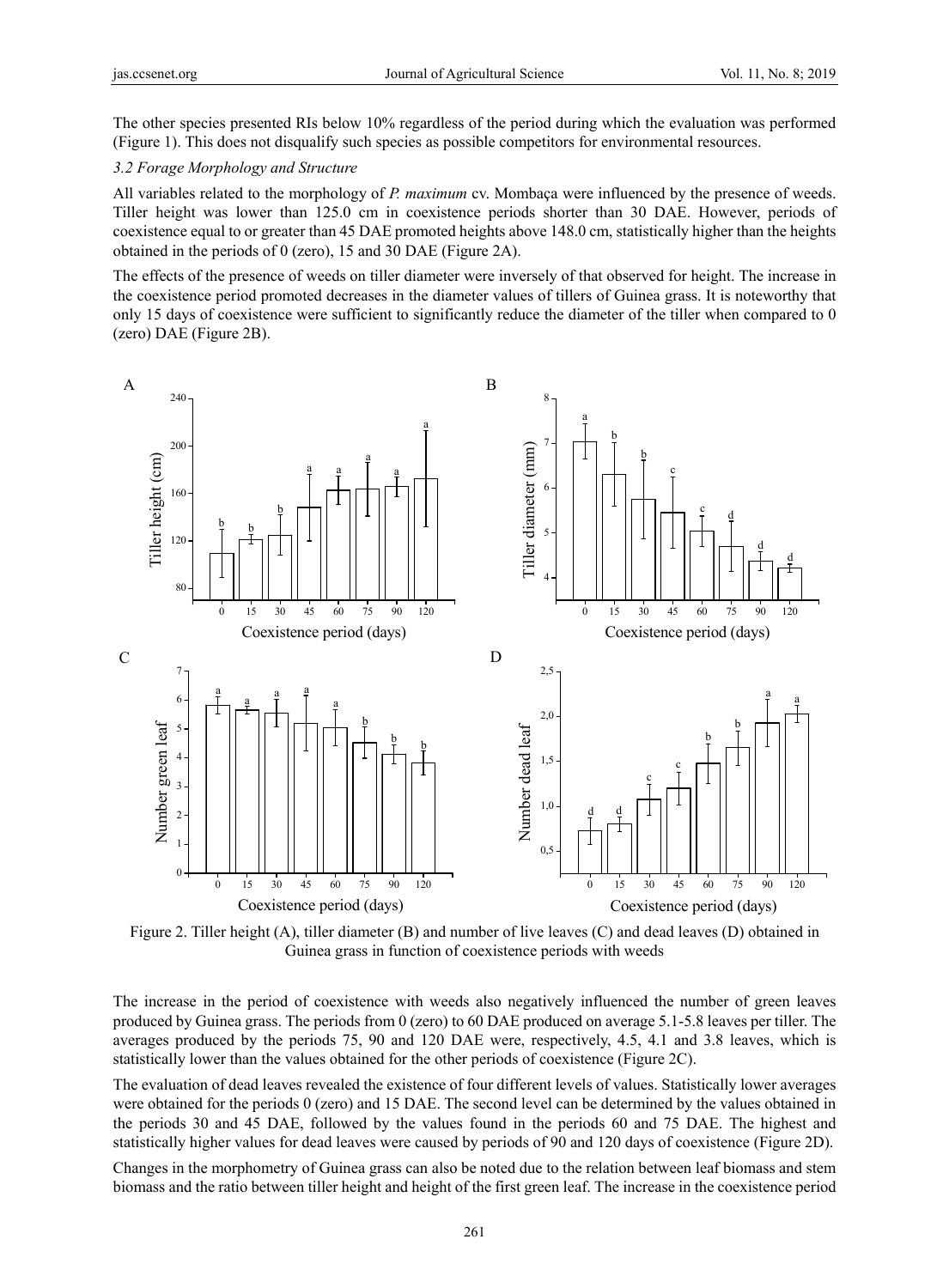The other species presented RIs below 10% regardless of the period during which the evaluation was performed (Figure 1). This does not disqualify such species as possible competitors for environmental resources.

### 3.2 Forage Morphology and Structure

All variables related to the morphology of *P. maximum* cv. Mombaça were influenced by the presence of weeds. Tiller height was lower than 125.0 cm in coexistence periods shorter than 30 DAE. However, periods of coexistence equal to or greater than 45 DAE promoted heights above 148.0 cm, statistically higher than the heights obtained in the periods of 0 (zero), 15 and 30 DAE (Figure 2A).

The effects of the presence of weeds on tiller diameter were inversely of that observed for height. The increase in the coexistence period promoted decreases in the diameter values of tillers of Guinea grass. It is noteworthy that only 15 days of coexistence were sufficient to significantly reduce the diameter of the tiller when compared to 0 (zero) DAE (Figure 2B).

Figure 2. Tiller height (A), tiller diameter (B) and number of live leaves (C) and dead leaves (D) obtained in Guinea grass in function of coexistence periods with weeds

The increase in the period of coexistence with weeds also negatively influenced the number of green leaves produced by Guinea grass. The periods from 0 (zero) to 60 DAE produced on average 5.1-5.8 leaves per tiller. The averages produced by the periods 75, 90 and 120 DAE were, respectively, 4.5, 4.1 and 3.8 leaves, which is statistically lower than the values obtained for the other periods of coexistence (Figure 2C).

The evaluation of dead leaves revealed the existence of four different levels of values. Statistically lower averages were obtained for the periods 0 (zero) and 15 DAE. The second level can be determined by the values obtained in the periods 30 and 45 DAE, followed by the values found in the periods 60 and 75 DAE. The highest and statistically higher values for dead leaves were caused by periods of 90 and 120 days of coexistence (Figure 2D).

Changes in the morphometry of Guinea grass can also be noted due to the relation between leaf biomass and stem biomass and the ratio between tiller height and height of the first green leaf. The increase in the coexistence period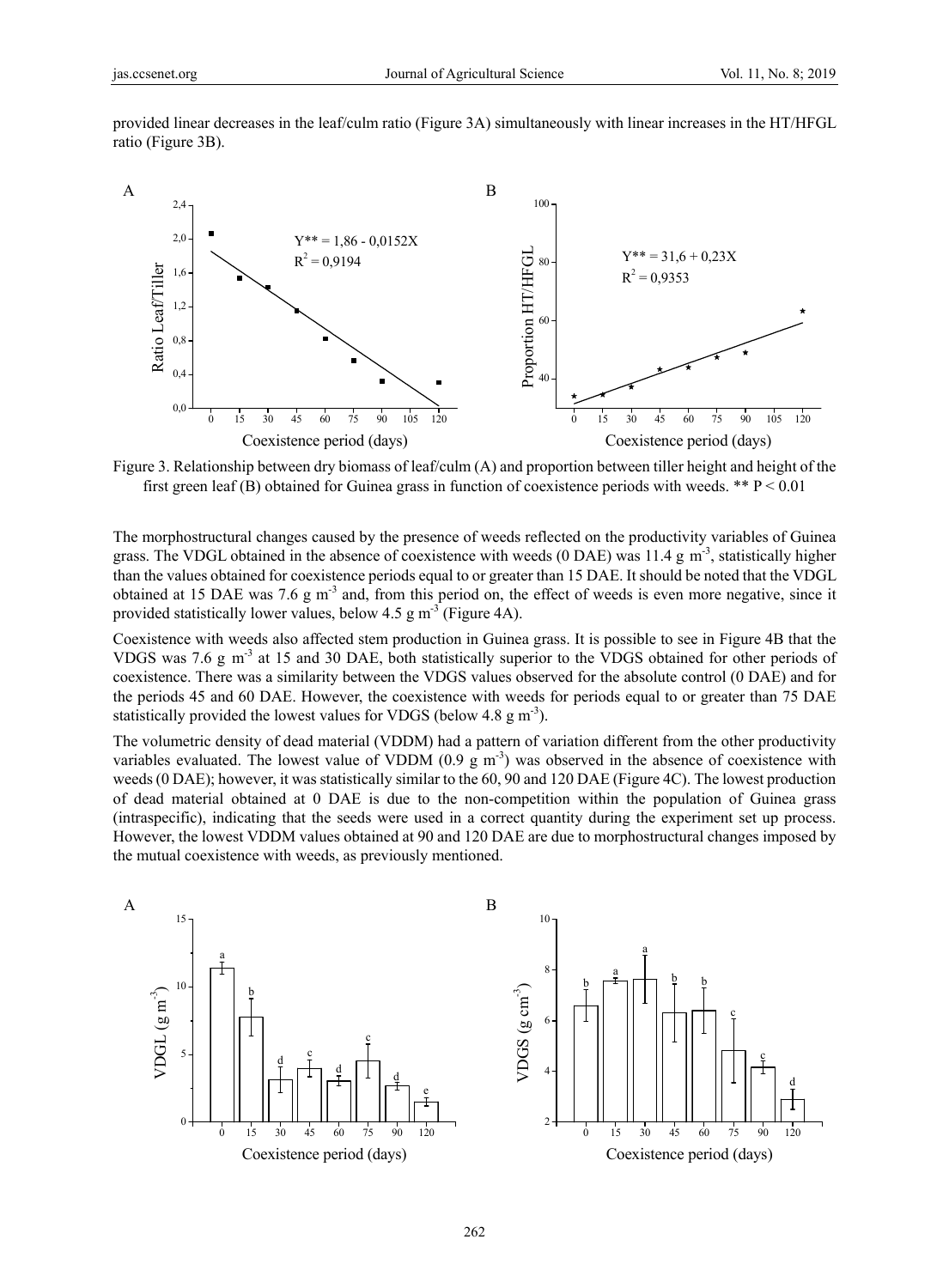provided linear decreases in the leaf/culm ratio (Figure 3A) simultaneously with linear increases in the HT/HFGL ratio (Figure 3B).

Figure 3. Relationship between dry biomass of leaf/culm (A) and proportion between tiller height and height of the first green leaf (B) obtained for Guinea grass in function of coexistence periods with weeds. ** $P < 0.01$

The morphostructural changes caused by the presence of weeds reflected on the productivity variables of Guinea grass. The VDGL obtained in the absence of coexistence with weeds (0 DAE) was 11.4 g $m^{-3}$, statistically higher than the values obtained for coexistence periods equal to or greater than 15 DAE. It should be noted that the VDGL obtained at 15 DAE was 7.6 g $m^{-3}$ and, from this period on, the effect of weeds is even more negative, since it provided statistically lower values, below 4.5 g $m^{-3}$ (Figure 4A).

Coexistence with weeds also affected stem production in Guinea grass. It is possible to see in Figure 4B that the VDGS was 7.6 g $m^{-3}$ at 15 and 30 DAE, both statistically superior to the VDGS obtained for other periods of coexistence. There was a similarity between the VDGS values observed for the absolute control (0 DAE) and for the periods 45 and 60 DAE. However, the coexistence with weeds for periods equal to or greater than 75 DAE statistically provided the lowest values for VDGS (below 4.8 g $m^{-3}$).

The volumetric density of dead material (VDDM) had a pattern of variation different from the other productivity variables evaluated. The lowest value of VDDM (0.9 g $m^{-3}$) was observed in the absence of coexistence with weeds (0 DAE); however, it was statistically similar to the 60, 90 and 120 DAE (Figure 4C). The lowest production of dead material obtained at 0 DAE is due to the non-competition within the population of Guinea grass (intraspecific), indicating that the seeds were used in a correct quantity during the experiment set up process. However, the lowest VDDM values obtained at 90 and 120 DAE are due to morphostructural changes imposed by the mutual coexistence with weeds, as previously mentioned.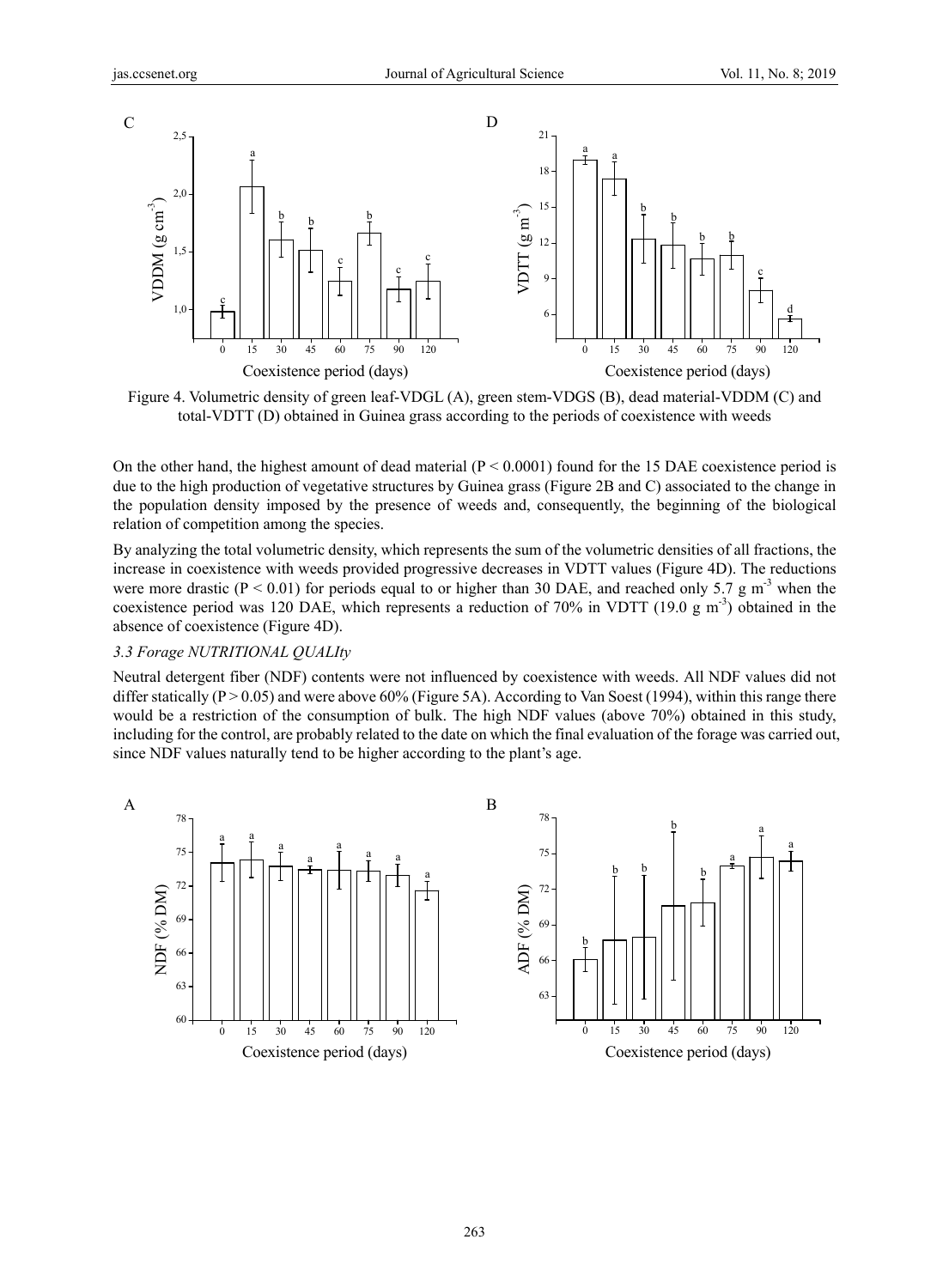Figure 4. Volumetric density of green leaf-VDGL (A), green stem-VDGS (B), dead material-VDDM (C) and total-VDTT (D) obtained in Guinea grass according to the periods of coexistence with weeds

On the other hand, the highest amount of dead material ($P < 0.0001$) found for the 15 DAE coexistence period is due to the high production of vegetative structures by Guinea grass (Figure 2B and C) associated to the change in the population density imposed by the presence of weeds and, consequently, the beginning of the biological relation of competition among the species.

By analyzing the total volumetric density, which represents the sum of the volumetric densities of all fractions, the increase in coexistence with weeds provided progressive decreases in VDTT values (Figure 4D). The reductions were more drastic ($P < 0.01$) for periods equal to or higher than 30 DAE, and reached only 5.7 g $m^{-3}$ when the coexistence period was 120 DAE, which represents a reduction of 70% in VDTT (19.0 g $m^{-3}$) obtained in the absence of coexistence (Figure 4D).

### 3.3 Forage NUTRITIONAL QUALIty

Neutral detergent fiber (NDF) contents were not influenced by coexistence with weeds. All NDF values did not differ statically ($P > 0.05$) and were above 60% (Figure 5A). According to Van Soest (1994), within this range there would be a restriction of the consumption of bulk. The high NDF values (above 70%) obtained in this study, including for the control, are probably related to the date on which the final evaluation of the forage was carried out, since NDF values naturally tend to be higher according to the plant's age.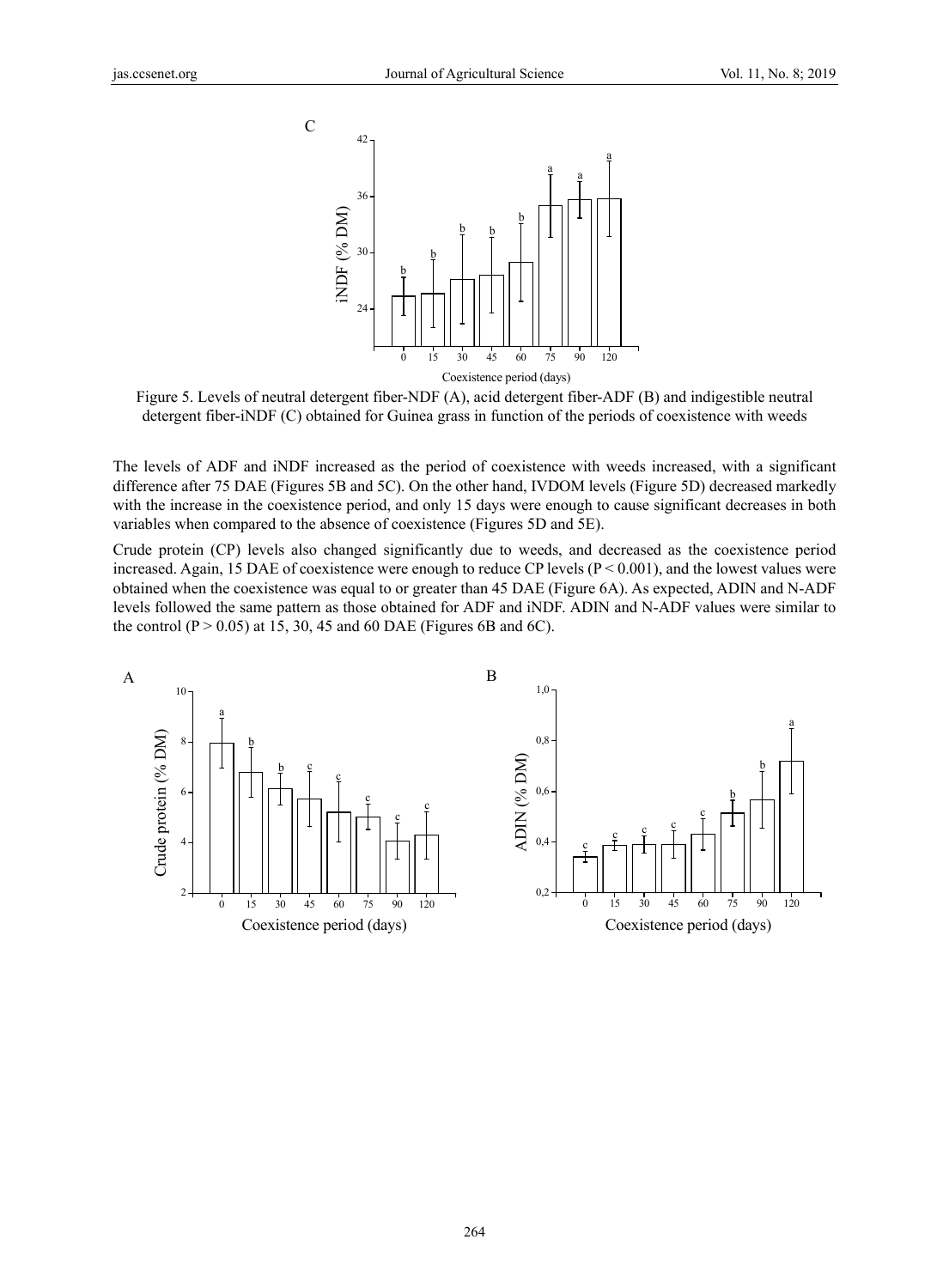Figure 5. Levels of neutral detergent fiber-NDF (A), acid detergent fiber-ADF (B) and indigestible neutral detergent fiber-iNDF (C) obtained for Guinea grass in function of the periods of coexistence with weeds

The levels of ADF and iNDF increased as the period of coexistence with weeds increased, with a significant difference after 75 DAE (Figures 5B and 5C). On the other hand, IVDOM levels (Figure 5D) decreased markedly with the increase in the coexistence period, and only 15 days were enough to cause significant decreases in both variables when compared to the absence of coexistence (Figures 5D and 5E).

Crude protein (CP) levels also changed significantly due to weeds, and decreased as the coexistence period increased. Again, 15 DAE of coexistence were enough to reduce CP levels ($P < 0.001$), and the lowest values were obtained when the coexistence was equal to or greater than 45 DAE (Figure 6A). As expected, ADIN and N-ADF levels followed the same pattern as those obtained for ADF and iNDF. ADIN and N-ADF values were similar to the control ($P > 0.05$) at 15, 30, 45 and 60 DAE (Figures 6B and 6C).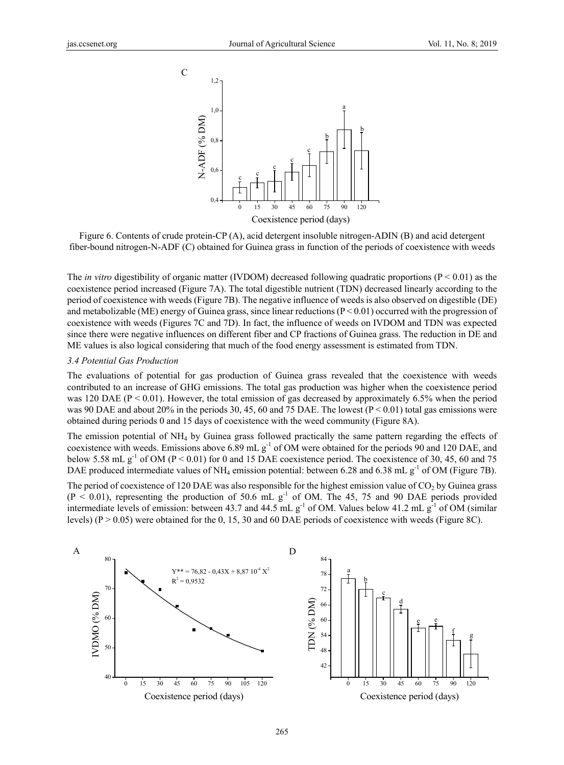Figure 6. Contents of crude protein-CP (A), acid detergent insoluble nitrogen-ADIN (B) and acid detergent fiber-bound nitrogen-N-ADF (C) obtained for Guinea grass in function of the periods of coexistence with weeds

The *in vitro* digestibility of organic matter (IVDOM) decreased following quadratic proportions ($P < 0.01$) as the coexistence period increased (Figure 7A). The total digestible nutrient (TDN) decreased linearly according to the period of coexistence with weeds (Figure 7B). The negative influence of weeds is also observed on digestible (DE) and metabolizable (ME) energy of Guinea grass, since linear reductions ($P < 0.01$) occurred with the progression of coexistence with weeds (Figures 7C and 7D). In fact, the influence of weeds on IVDOM and TDN was expected since there were negative influences on different fiber and CP fractions of Guinea grass. The reduction in DE and ME values is also logical considering that much of the food energy assessment is estimated from TDN.

### *3.4 Potential Gas Production*

The evaluations of potential for gas production of Guinea grass revealed that the coexistence with weeds contributed to an increase of GHG emissions. The total gas production was higher when the coexistence period was 120 DAE ($P < 0.01$). However, the total emission of gas decreased by approximately 6.5% when the period was 90 DAE and about 20% in the periods 30, 45, 60 and 75 DAE. The lowest ($P < 0.01$) total gas emissions were obtained during periods 0 and 15 days of coexistence with the weed community (Figure 8A).

The emission potential of $NH_4$ by Guinea grass followed practically the same pattern regarding the effects of coexistence with weeds. Emissions above 6.89 mL $g^{-1}$ of OM were obtained for the periods 90 and 120 DAE, and below 5.58 mL $g^{-1}$ of OM ($P < 0.01$) for 0 and 15 DAE coexistence period. The coexistence of 30, 45, 60 and 75 DAE produced intermediate values of $NH_4$ emission potential: between 6.28 and 6.38 mL $g^{-1}$ of OM (Figure 7B).

The period of coexistence of 120 DAE was also responsible for the highest emission value of $CO_2$ by Guinea grass ($P < 0.01$), representing the production of 50.6 mL $g^{-1}$ of OM. The 45, 75 and 90 DAE periods provided intermediate levels of emission: between 43.7 and 44.5 mL $g^{-1}$ of OM. Values below 41.2 mL $g^{-1}$ of OM (similar levels) ($P > 0.05$) were obtained for the 0, 15, 30 and 60 DAE periods of coexistence with weeds (Figure 8C).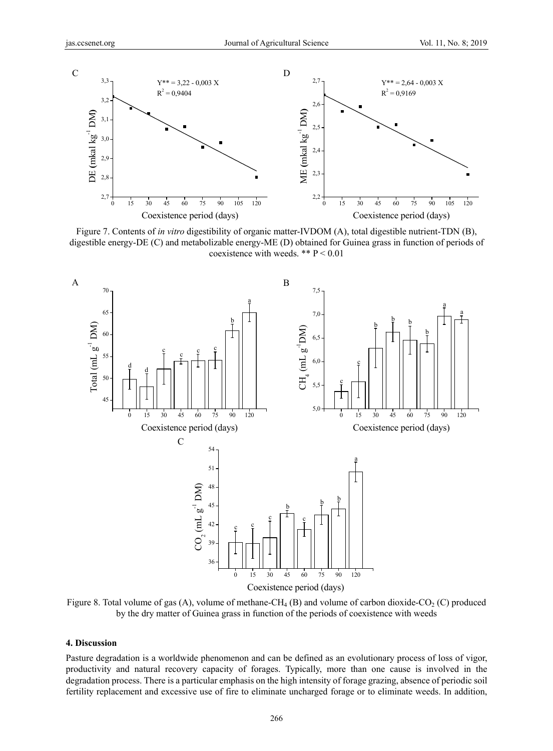Figure 7. Contents of *in vitro* digestibility of organic matter-IVDOM (A), total digestible nutrient-TDN (B), digestible energy-DE (C) and metabolizable energy-ME (D) obtained for Guinea grass in function of periods of coexistence with weeds. ** P < 0.01

Figure 8. Total volume of gas (A), volume of methane-$CH_4$ (B) and volume of carbon dioxide-$CO_2$ (C) produced by the dry matter of Guinea grass in function of the periods of coexistence with weeds

## 4. Discussion

Pasture degradation is a worldwide phenomenon and can be defined as an evolutionary process of loss of vigor, productivity and natural recovery capacity of forages. Typically, more than one cause is involved in the degradation process. There is a particular emphasis on the high intensity of forage grazing, absence of periodic soil fertility replacement and excessive use of fire to eliminate uncharged forage or to eliminate weeds. In addition,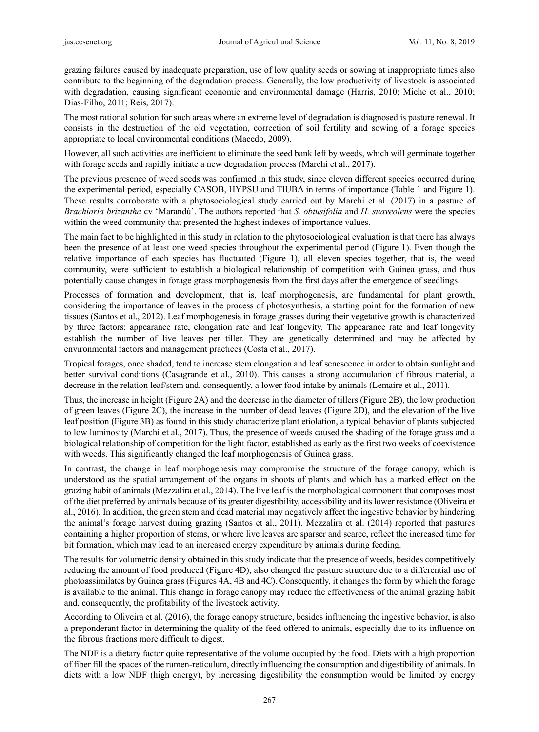grazing failures caused by inadequate preparation, use of low quality seeds or sowing at inappropriate times also contribute to the beginning of the degradation process. Generally, the low productivity of livestock is associated with degradation, causing significant economic and environmental damage (Harris, 2010; Miehe et al., 2010; Dias-Filho, 2011; Reis, 2017).

The most rational solution for such areas where an extreme level of degradation is diagnosed is pasture renewal. It consists in the destruction of the old vegetation, correction of soil fertility and sowing of a forage species appropriate to local environmental conditions (Macedo, 2009).

However, all such activities are inefficient to eliminate the seed bank left by weeds, which will germinate together with forage seeds and rapidly initiate a new degradation process (Marchi et al., 2017).

The previous presence of weed seeds was confirmed in this study, since eleven different species occurred during the experimental period, especially CASOB, HYPSU and TIUBA in terms of importance (Table 1 and Figure 1). These results corroborate with a phytosociological study carried out by Marchi et al. (2017) in a pasture of *Brachiaria brizantha* cv 'Marandú'. The authors reported that *S. obtusifolia* and *H. suaveolens* were the species within the weed community that presented the highest indexes of importance values.

The main fact to be highlighted in this study in relation to the phytosociological evaluation is that there has always been the presence of at least one weed species throughout the experimental period (Figure 1). Even though the relative importance of each species has fluctuated (Figure 1), all eleven species together, that is, the weed community, were sufficient to establish a biological relationship of competition with Guinea grass, and thus potentially cause changes in forage grass morphogenesis from the first days after the emergence of seedlings.

Processes of formation and development, that is, leaf morphogenesis, are fundamental for plant growth, considering the importance of leaves in the process of photosynthesis, a starting point for the formation of new tissues (Santos et al., 2012). Leaf morphogenesis in forage grasses during their vegetative growth is characterized by three factors: appearance rate, elongation rate and leaf longevity. The appearance rate and leaf longevity establish the number of live leaves per tiller. They are genetically determined and may be affected by environmental factors and management practices (Costa et al., 2017).

Tropical forages, once shaded, tend to increase stem elongation and leaf senescence in order to obtain sunlight and better survival conditions (Casagrande et al., 2010). This causes a strong accumulation of fibrous material, a decrease in the relation leaf/stem and, consequently, a lower food intake by animals (Lemaire et al., 2011).

Thus, the increase in height (Figure 2A) and the decrease in the diameter of tillers (Figure 2B), the low production of green leaves (Figure 2C), the increase in the number of dead leaves (Figure 2D), and the elevation of the live leaf position (Figure 3B) as found in this study characterize plant etiolation, a typical behavior of plants subjected to low luminosity (Marchi et al., 2017). Thus, the presence of weeds caused the shading of the forage grass and a biological relationship of competition for the light factor, established as early as the first two weeks of coexistence with weeds. This significantly changed the leaf morphogenesis of Guinea grass.

In contrast, the change in leaf morphogenesis may compromise the structure of the forage canopy, which is understood as the spatial arrangement of the organs in shoots of plants and which has a marked effect on the grazing habit of animals (Mezzalira et al., 2014). The live leaf is the morphological component that composes most of the diet preferred by animals because of its greater digestibility, accessibility and its lower resistance (Oliveira et al., 2016). In addition, the green stem and dead material may negatively affect the ingestive behavior by hindering the animal's forage harvest during grazing (Santos et al., 2011). Mezzalira et al. (2014) reported that pastures containing a higher proportion of stems, or where live leaves are sparser and scarce, reflect the increased time for bit formation, which may lead to an increased energy expenditure by animals during feeding.

The results for volumetric density obtained in this study indicate that the presence of weeds, besides competitively reducing the amount of food produced (Figure 4D), also changed the pasture structure due to a differential use of photoassimilates by Guinea grass (Figures 4A, 4B and 4C). Consequently, it changes the form by which the forage is available to the animal. This change in forage canopy may reduce the effectiveness of the animal grazing habit and, consequently, the profitability of the livestock activity.

According to Oliveira et al. (2016), the forage canopy structure, besides influencing the ingestive behavior, is also a preponderant factor in determining the quality of the feed offered to animals, especially due to its influence on the fibrous fractions more difficult to digest.

The NDF is a dietary factor quite representative of the volume occupied by the food. Diets with a high proportion of fiber fill the spaces of the rumen-reticulum, directly influencing the consumption and digestibility of animals. In diets with a low NDF (high energy), by increasing digestibility the consumption would be limited by energy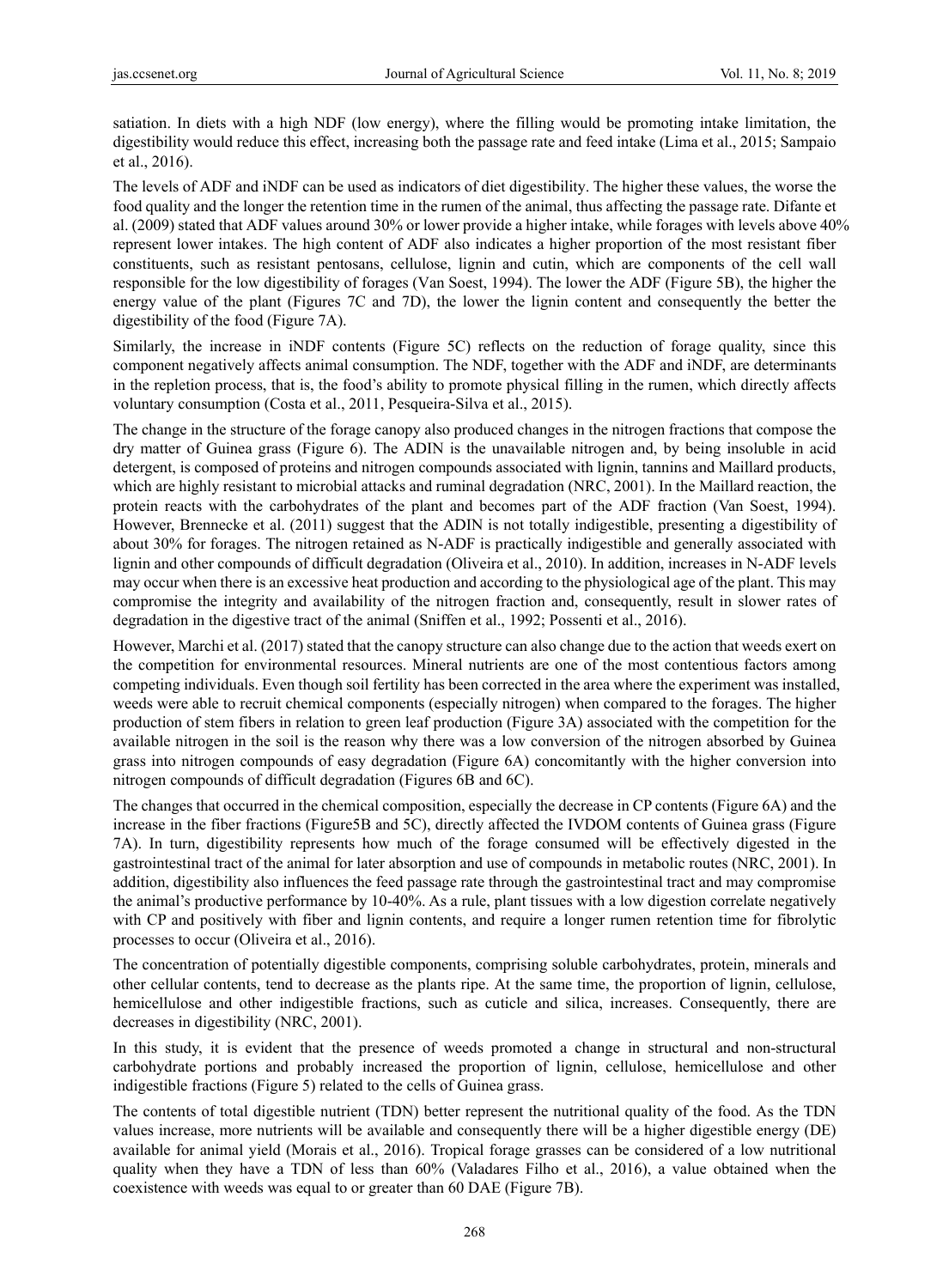satiation. In diets with a high NDF (low energy), where the filling would be promoting intake limitation, the digestibility would reduce this effect, increasing both the passage rate and feed intake (Lima et al., 2015; Sampaio et al., 2016).

The levels of ADF and iNDF can be used as indicators of diet digestibility. The higher these values, the worse the food quality and the longer the retention time in the rumen of the animal, thus affecting the passage rate. Difante et al. (2009) stated that ADF values around 30% or lower provide a higher intake, while forages with levels above 40% represent lower intakes. The high content of ADF also indicates a higher proportion of the most resistant fiber constituents, such as resistant pentosans, cellulose, lignin and cutin, which are components of the cell wall responsible for the low digestibility of forages (Van Soest, 1994). The lower the ADF (Figure 5B), the higher the energy value of the plant (Figures 7C and 7D), the lower the lignin content and consequently the better the digestibility of the food (Figure 7A).

Similarly, the increase in iNDF contents (Figure 5C) reflects on the reduction of forage quality, since this component negatively affects animal consumption. The NDF, together with the ADF and iNDF, are determinants in the repletion process, that is, the food's ability to promote physical filling in the rumen, which directly affects voluntary consumption (Costa et al., 2011, Pesqueira-Silva et al., 2015).

The change in the structure of the forage canopy also produced changes in the nitrogen fractions that compose the dry matter of Guinea grass (Figure 6). The ADIN is the unavailable nitrogen and, by being insoluble in acid detergent, is composed of proteins and nitrogen compounds associated with lignin, tannins and Maillard products, which are highly resistant to microbial attacks and ruminal degradation (NRC, 2001). In the Maillard reaction, the protein reacts with the carbohydrates of the plant and becomes part of the ADF fraction (Van Soest, 1994). However, Brennecke et al. (2011) suggest that the ADIN is not totally indigestible, presenting a digestibility of about 30% for forages. The nitrogen retained as N-ADF is practically indigestible and generally associated with lignin and other compounds of difficult degradation (Oliveira et al., 2010). In addition, increases in N-ADF levels may occur when there is an excessive heat production and according to the physiological age of the plant. This may compromise the integrity and availability of the nitrogen fraction and, consequently, result in slower rates of degradation in the digestive tract of the animal (Sniffen et al., 1992; Possenti et al., 2016).

However, Marchi et al. (2017) stated that the canopy structure can also change due to the action that weeds exert on the competition for environmental resources. Mineral nutrients are one of the most contentious factors among competing individuals. Even though soil fertility has been corrected in the area where the experiment was installed, weeds were able to recruit chemical components (especially nitrogen) when compared to the forages. The higher production of stem fibers in relation to green leaf production (Figure 3A) associated with the competition for the available nitrogen in the soil is the reason why there was a low conversion of the nitrogen absorbed by Guinea grass into nitrogen compounds of easy degradation (Figure 6A) concomitantly with the higher conversion into nitrogen compounds of difficult degradation (Figures 6B and 6C).

The changes that occurred in the chemical composition, especially the decrease in CP contents (Figure 6A) and the increase in the fiber fractions (Figure5B and 5C), directly affected the IVDOM contents of Guinea grass (Figure 7A). In turn, digestibility represents how much of the forage consumed will be effectively digested in the gastrointestinal tract of the animal for later absorption and use of compounds in metabolic routes (NRC, 2001). In addition, digestibility also influences the feed passage rate through the gastrointestinal tract and may compromise the animal's productive performance by 10-40%. As a rule, plant tissues with a low digestion correlate negatively with CP and positively with fiber and lignin contents, and require a longer rumen retention time for fibrolytic processes to occur (Oliveira et al., 2016).

The concentration of potentially digestible components, comprising soluble carbohydrates, protein, minerals and other cellular contents, tend to decrease as the plants ripe. At the same time, the proportion of lignin, cellulose, hemicellulose and other indigestible fractions, such as cuticle and silica, increases. Consequently, there are decreases in digestibility (NRC, 2001).

In this study, it is evident that the presence of weeds promoted a change in structural and non-structural carbohydrate portions and probably increased the proportion of lignin, cellulose, hemicellulose and other indigestible fractions (Figure 5) related to the cells of Guinea grass.

The contents of total digestible nutrient (TDN) better represent the nutritional quality of the food. As the TDN values increase, more nutrients will be available and consequently there will be a higher digestible energy (DE) available for animal yield (Morais et al., 2016). Tropical forage grasses can be considered of a low nutritional quality when they have a TDN of less than 60% (Valadares Filho et al., 2016), a value obtained when the coexistence with weeds was equal to or greater than 60 DAE (Figure 7B).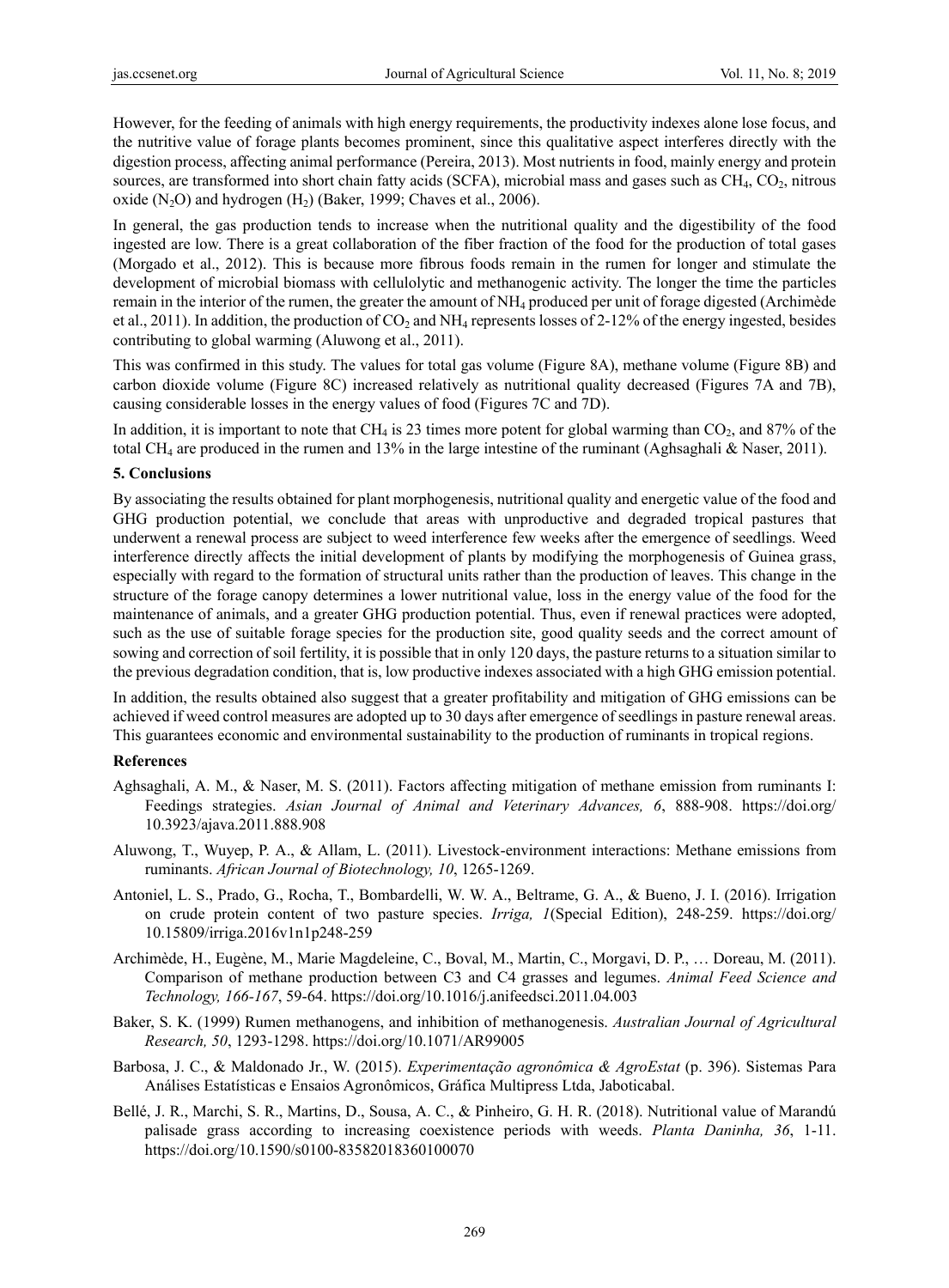However, for the feeding of animals with high energy requirements, the productivity indexes alone lose focus, and the nutritive value of forage plants becomes prominent, since this qualitative aspect interferes directly with the digestion process, affecting animal performance (Pereira, 2013). Most nutrients in food, mainly energy and protein sources, are transformed into short chain fatty acids (SCFA), microbial mass and gases such as $CH_4$, $CO_2$, nitrous oxide ($N_2O$) and hydrogen ($H_2$) (Baker, 1999; Chaves et al., 2006).

In general, the gas production tends to increase when the nutritional quality and the digestibility of the food ingested are low. There is a great collaboration of the fiber fraction of the food for the production of total gases (Morgado et al., 2012). This is because more fibrous foods remain in the rumen for longer and stimulate the development of microbial biomass with cellulolytic and methanogenic activity. The longer the time the particles remain in the interior of the rumen, the greater the amount of $NH_4$ produced per unit of forage digested (Archimède et al., 2011). In addition, the production of $CO_2$ and $NH_4$ represents losses of 2-12% of the energy ingested, besides contributing to global warming (Aluwong et al., 2011).

This was confirmed in this study. The values for total gas volume (Figure 8A), methane volume (Figure 8B) and carbon dioxide volume (Figure 8C) increased relatively as nutritional quality decreased (Figures 7A and 7B), causing considerable losses in the energy values of food (Figures 7C and 7D).

In addition, it is important to note that $CH_4$ is 23 times more potent for global warming than $CO_2$, and 87% of the total $CH_4$ are produced in the rumen and 13% in the large intestine of the ruminant (Aghsaghali & Naser, 2011).

## 5. Conclusions

By associating the results obtained for plant morphogenesis, nutritional quality and energetic value of the food and GHG production potential, we conclude that areas with unproductive and degraded tropical pastures that underwent a renewal process are subject to weed interference few weeks after the emergence of seedlings. Weed interference directly affects the initial development of plants by modifying the morphogenesis of Guinea grass, especially with regard to the formation of structural units rather than the production of leaves. This change in the structure of the forage canopy determines a lower nutritional value, loss in the energy value of the food for the maintenance of animals, and a greater GHG production potential. Thus, even if renewal practices were adopted, such as the use of suitable forage species for the production site, good quality seeds and the correct amount of sowing and correction of soil fertility, it is possible that in only 120 days, the pasture returns to a situation similar to the previous degradation condition, that is, low productive indexes associated with a high GHG emission potential.

In addition, the results obtained also suggest that a greater profitability and mitigation of GHG emissions can be achieved if weed control measures are adopted up to 30 days after emergence of seedlings in pasture renewal areas. This guarantees economic and environmental sustainability to the production of ruminants in tropical regions.

## References

Aghsaghali, A. M., & Naser, M. S. (2011). Factors affecting mitigation of methane emission from ruminants I: Feedings strategies. *Asian Journal of Animal and Veterinary Advances, 6*, 888-908. https://doi.org/10.3923/ajava.2011.888.908

Aluwong, T., Wuyep, P. A., & Allam, L. (2011). Livestock-environment interactions: Methane emissions from ruminants. *African Journal of Biotechnology, 10*, 1265-1269.

Antoniel, L. S., Prado, G., Rocha, T., Bombardelli, W. W. A., Beltrame, G. A., & Bueno, J. I. (2016). Irrigation on crude protein content of two pasture species. *Irriga, 1*(Special Edition), 248-259. https://doi.org/10.15809/irriga.2016v1n1p248-259

Archimède, H., Eugène, M., Marie Magdeleine, C., Boval, M., Martin, C., Morgavi, D. P., … Doreau, M. (2011). Comparison of methane production between C3 and C4 grasses and legumes. *Animal Feed Science and Technology, 166-167*, 59-64. https://doi.org/10.1016/j.anifeedsci.2011.04.003

Baker, S. K. (1999) Rumen methanogens, and inhibition of methanogenesis. *Australian Journal of Agricultural Research, 50*, 1293-1298. https://doi.org/10.1071/AR99005

Barbosa, J. C., & Maldonado Jr., W. (2015). *Experimentação agronômica & AgroEstat* (p. 396). Sistemas Para Análises Estatísticas e Ensaios Agronômicos, Gráfica Multipress Ltda, Jaboticabal.

Bellé, J. R., Marchi, S. R., Martins, D., Sousa, A. C., & Pinheiro, G. H. R. (2018). Nutritional value of Marandú palisade grass according to increasing coexistence periods with weeds. *Planta Daninha, 36*, 1-11. https://doi.org/10.1590/s0100-83582018360100070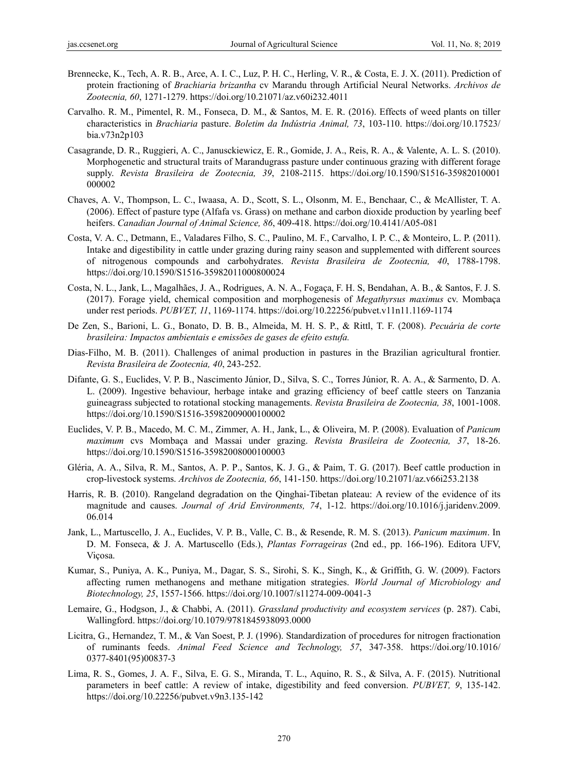Brennecke, K., Tech, A. R. B., Arce, A. I. C., Luz, P. H. C., Herling, V. R., & Costa, E. J. X. (2011). Prediction of protein fractioning of *Brachiaria brizantha* cv Marandu through Artificial Neural Networks. *Archivos de Zootecnia, 60*, 1271-1279. https://doi.org/10.21071/az.v60i232.4011

Carvalho. R. M., Pimentel, R. M., Fonseca, D. M., & Santos, M. E. R. (2016). Effects of weed plants on tiller characteristics in *Brachiaria* pasture. *Boletim da Indústria Animal, 73*, 103-110. https://doi.org/10.17523/bia.v73n2p103

Casagrande, D. R., Ruggieri, A. C., Janusckiewicz, E. R., Gomide, J. A., Reis, R. A., & Valente, A. L. S. (2010). Morphogenetic and structural traits of Marandugrass pasture under continuous grazing with different forage supply. *Revista Brasileira de Zootecnia, 39*, 2108-2115. https://doi.org/10.1590/S1516-35982010001000002

Chaves, A. V., Thompson, L. C., Iwaasa, A. D., Scott, S. L., Olsonm, M. E., Benchaar, C., & McAllister, T. A. (2006). Effect of pasture type (Alfafa vs. Grass) on methane and carbon dioxide production by yearling beef heifers. *Canadian Journal of Animal Science, 86*, 409-418. https://doi.org/10.4141/A05-081

Costa, V. A. C., Detmann, E., Valadares Filho, S. C., Paulino, M. F., Carvalho, I. P. C., & Monteiro, L. P. (2011). Intake and digestibility in cattle under grazing during rainy season and supplemented with different sources of nitrogenous compounds and carbohydrates. *Revista Brasileira de Zootecnia, 40*, 1788-1798. https://doi.org/10.1590/S1516-35982011000800024

Costa, N. L., Jank, L., Magalhães, J. A., Rodrigues, A. N. A., Fogaça, F. H. S, Bendahan, A. B., & Santos, F. J. S. (2017). Forage yield, chemical composition and morphogenesis of *Megathyrsus maximus* cv. Mombaça under rest periods. *PUBVET, 11*, 1169-1174. https://doi.org/10.22256/pubvet.v11n11.1169-1174

De Zen, S., Barioni, L. G., Bonato, D. B. B., Almeida, M. H. S. P., & Rittl, T. F. (2008). *Pecuária de corte brasileira: Impactos ambientais e emissões de gases de efeito estufa.*

Dias-Filho, M. B. (2011). Challenges of animal production in pastures in the Brazilian agricultural frontier. *Revista Brasileira de Zootecnia, 40*, 243-252.

Difante, G. S., Euclides, V. P. B., Nascimento Júnior, D., Silva, S. C., Torres Júnior, R. A. A., & Sarmento, D. A. L. (2009). Ingestive behaviour, herbage intake and grazing efficiency of beef cattle steers on Tanzania guineagrass subjected to rotational stocking managements. *Revista Brasileira de Zootecnia, 38*, 1001-1008. https://doi.org/10.1590/S1516-35982009000100002

Euclides, V. P. B., Macedo, M. C. M., Zimmer, A. H., Jank, L., & Oliveira, M. P. (2008). Evaluation of *Panicum maximum* cvs Mombaça and Massai under grazing. *Revista Brasileira de Zootecnia, 37*, 18-26. https://doi.org/10.1590/S1516-35982008000100003

Gléria, A. A., Silva, R. M., Santos, A. P. P., Santos, K. J. G., & Paim, T. G. (2017). Beef cattle production in crop-livestock systems. *Archivos de Zootecnia, 66*, 141-150. https://doi.org/10.21071/az.v66i253.2138

Harris, R. B. (2010). Rangeland degradation on the Qinghai-Tibetan plateau: A review of the evidence of its magnitude and causes. *Journal of Arid Environments, 74*, 1-12. https://doi.org/10.1016/j.jaridenv.2009.06.014

Jank, L., Martuscello, J. A., Euclides, V. P. B., Valle, C. B., & Resende, R. M. S. (2013). *Panicum maximum*. In D. M. Fonseca, & J. A. Martuscello (Eds.), *Plantas Forrageiras* (2nd ed., pp. 166-196). Editora UFV, Viçosa.

Kumar, S., Puniya, A. K., Puniya, M., Dagar, S. S., Sirohi, S. K., Singh, K., & Griffith, G. W. (2009). Factors affecting rumen methanogens and methane mitigation strategies. *World Journal of Microbiology and Biotechnology, 25*, 1557-1566. https://doi.org/10.1007/s11274-009-0041-3

Lemaire, G., Hodgson, J., & Chabbi, A. (2011). *Grassland productivity and ecosystem services* (p. 287). Cabi, Wallingford. https://doi.org/10.1079/9781845938093.0000

Licitra, G., Hernandez, T. M., & Van Soest, P. J. (1996). Standardization of procedures for nitrogen fractionation of ruminants feeds. *Animal Feed Science and Technology, 57*, 347-358. https://doi.org/10.1016/0377-8401(95)00837-3

Lima, R. S., Gomes, J. A. F., Silva, E. G. S., Miranda, T. L., Aquino, R. S., & Silva, A. F. (2015). Nutritional parameters in beef cattle: A review of intake, digestibility and feed conversion. *PUBVET, 9*, 135-142. https://doi.org/10.22256/pubvet.v9n3.135-142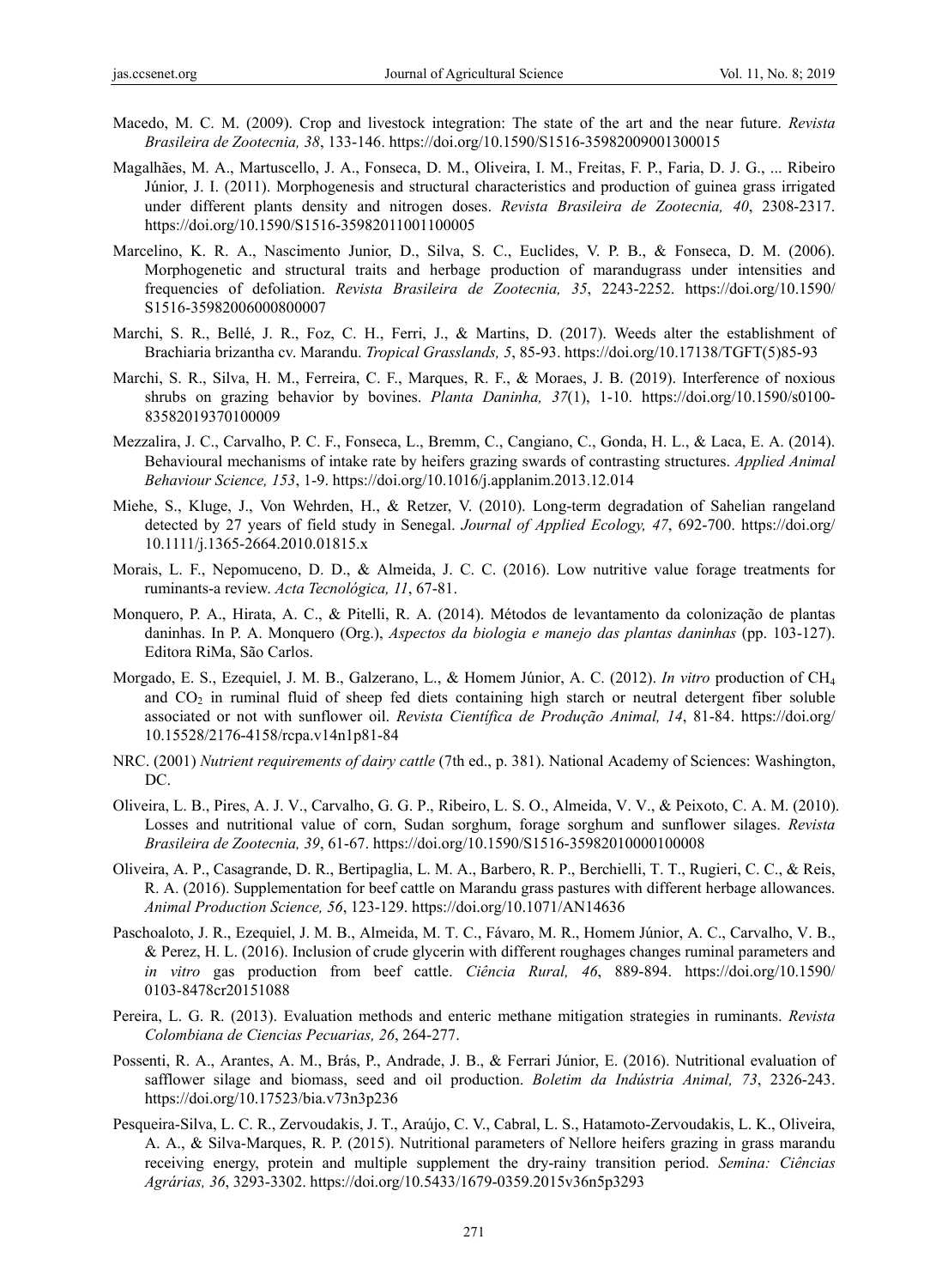Macedo, M. C. M. (2009). Crop and livestock integration: The state of the art and the near future. *Revista Brasileira de Zootecnia, 38*, 133-146. https://doi.org/10.1590/S1516-35982009001300015

Magalhães, M. A., Martuscello, J. A., Fonseca, D. M., Oliveira, I. M., Freitas, F. P., Faria, D. J. G., ... Ribeiro Júnior, J. I. (2011). Morphogenesis and structural characteristics and production of guinea grass irrigated under different plants density and nitrogen doses. *Revista Brasileira de Zootecnia, 40*, 2308-2317. https://doi.org/10.1590/S1516-35982011001100005

Marcelino, K. R. A., Nascimento Junior, D., Silva, S. C., Euclides, V. P. B., & Fonseca, D. M. (2006). Morphogenetic and structural traits and herbage production of marandugrass under intensities and frequencies of defoliation. *Revista Brasileira de Zootecnia, 35*, 2243-2252. https://doi.org/10.1590/S1516-35982006000800007

Marchi, S. R., Bellé, J. R., Foz, C. H., Ferri, J., & Martins, D. (2017). Weeds alter the establishment of Brachiaria brizantha cv. Marandu. *Tropical Grasslands, 5*, 85-93. https://doi.org/10.17138/TGFT(5)85-93

Marchi, S. R., Silva, H. M., Ferreira, C. F., Marques, R. F., & Moraes, J. B. (2019). Interference of noxious shrubs on grazing behavior by bovines. *Planta Daninha, 37*(1), 1-10. https://doi.org/10.1590/s0100-83582019370100009

Mezzalira, J. C., Carvalho, P. C. F., Fonseca, L., Bremm, C., Cangiano, C., Gonda, H. L., & Laca, E. A. (2014). Behavioural mechanisms of intake rate by heifers grazing swards of contrasting structures. *Applied Animal Behaviour Science, 153*, 1-9. https://doi.org/10.1016/j.applanim.2013.12.014

Miehe, S., Kluge, J., Von Wehrden, H., & Retzer, V. (2010). Long-term degradation of Sahelian rangeland detected by 27 years of field study in Senegal. *Journal of Applied Ecology, 47*, 692-700. https://doi.org/10.1111/j.1365-2664.2010.01815.x

Morais, L. F., Nepomuceno, D. D., & Almeida, J. C. C. (2016). Low nutritive value forage treatments for ruminants-a review. *Acta Tecnológica, 11*, 67-81.

Monquero, P. A., Hirata, A. C., & Pitelli, R. A. (2014). Métodos de levantamento da colonização de plantas daninhas. In P. A. Monquero (Org.), *Aspectos da biologia e manejo das plantas daninhas* (pp. 103-127). Editora RiMa, São Carlos.

Morgado, E. S., Ezequiel, J. M. B., Galzerano, L., & Homem Júnior, A. C. (2012). *In vitro* production of $CH_4$ and $CO_2$ in ruminal fluid of sheep fed diets containing high starch or neutral detergent fiber soluble associated or not with sunflower oil. *Revista Científica de Produção Animal, 14*, 81-84. https://doi.org/10.15528/2176-4158/rcpa.v14n1p81-84

NRC. (2001) *Nutrient requirements of dairy cattle* (7th ed., p. 381). National Academy of Sciences: Washington, DC.

Oliveira, L. B., Pires, A. J. V., Carvalho, G. G. P., Ribeiro, L. S. O., Almeida, V. V., & Peixoto, C. A. M. (2010). Losses and nutritional value of corn, Sudan sorghum, forage sorghum and sunflower silages. *Revista Brasileira de Zootecnia, 39*, 61-67. https://doi.org/10.1590/S1516-35982010000100008

Oliveira, A. P., Casagrande, D. R., Bertipaglia, L. M. A., Barbero, R. P., Berchielli, T. T., Rugieri, C. C., & Reis, R. A. (2016). Supplementation for beef cattle on Marandu grass pastures with different herbage allowances. *Animal Production Science, 56*, 123-129. https://doi.org/10.1071/AN14636

Paschoaloto, J. R., Ezequiel, J. M. B., Almeida, M. T. C., Fávaro, M. R., Homem Júnior, A. C., Carvalho, V. B., & Perez, H. L. (2016). Inclusion of crude glycerin with different roughages changes ruminal parameters and *in vitro* gas production from beef cattle. *Ciência Rural, 46*, 889-894. https://doi.org/10.1590/0103-8478cr20151088

Pereira, L. G. R. (2013). Evaluation methods and enteric methane mitigation strategies in ruminants. *Revista Colombiana de Ciencias Pecuarias, 26*, 264-277.

Possenti, R. A., Arantes, A. M., Brás, P., Andrade, J. B., & Ferrari Júnior, E. (2016). Nutritional evaluation of safflower silage and biomass, seed and oil production. *Boletim da Indústria Animal, 73*, 2326-243. https://doi.org/10.17523/bia.v73n3p236

Pesqueira-Silva, L. C. R., Zervoudakis, J. T., Araújo, C. V., Cabral, L. S., Hatamoto-Zervoudakis, L. K., Oliveira, A. A., & Silva-Marques, R. P. (2015). Nutritional parameters of Nellore heifers grazing in grass marandu receiving energy, protein and multiple supplement the dry-rainy transition period. *Semina: Ciências Agrárias, 36*, 3293-3302. https://doi.org/10.5433/1679-0359.2015v36n5p3293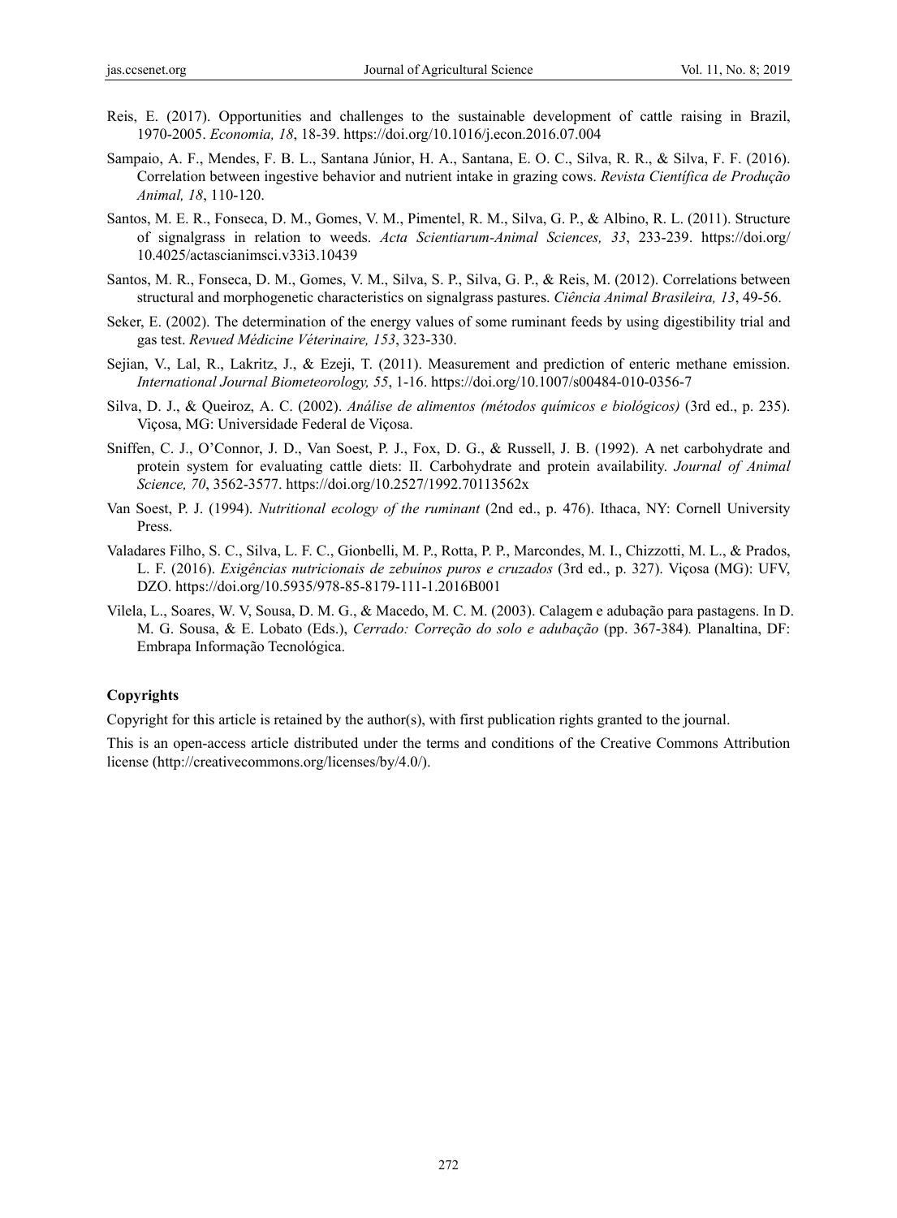Reis, E. (2017). Opportunities and challenges to the sustainable development of cattle raising in Brazil, 1970-2005. *Economia, 18*, 18-39. https://doi.org/10.1016/j.econ.2016.07.004

Sampaio, A. F., Mendes, F. B. L., Santana Júnior, H. A., Santana, E. O. C., Silva, R. R., & Silva, F. F. (2016). Correlation between ingestive behavior and nutrient intake in grazing cows. *Revista Científica de Produção Animal, 18*, 110-120.

Santos, M. E. R., Fonseca, D. M., Gomes, V. M., Pimentel, R. M., Silva, G. P., & Albino, R. L. (2011). Structure of signalgrass in relation to weeds. *Acta Scientiarum-Animal Sciences, 33*, 233-239. https://doi.org/10.4025/actascianimsci.v33i3.10439

Santos, M. R., Fonseca, D. M., Gomes, V. M., Silva, S. P., Silva, G. P., & Reis, M. (2012). Correlations between structural and morphogenetic characteristics on signalgrass pastures. *Ciência Animal Brasileira, 13*, 49-56.

Seker, E. (2002). The determination of the energy values of some ruminant feeds by using digestibility trial and gas test. *Revued Médicine Véterinaire, 153*, 323-330.

Sejian, V., Lal, R., Lakritz, J., & Ezeji, T. (2011). Measurement and prediction of enteric methane emission. *International Journal Biometeorology, 55*, 1-16. https://doi.org/10.1007/s00484-010-0356-7

Silva, D. J., & Queiroz, A. C. (2002). *Análise de alimentos (métodos químicos e biológicos)* (3rd ed., p. 235). Viçosa, MG: Universidade Federal de Viçosa.

Sniffen, C. J., O'Connor, J. D., Van Soest, P. J., Fox, D. G., & Russell, J. B. (1992). A net carbohydrate and protein system for evaluating cattle diets: II. Carbohydrate and protein availability. *Journal of Animal Science, 70*, 3562-3577. https://doi.org/10.2527/1992.70113562x

Van Soest, P. J. (1994). *Nutritional ecology of the ruminant* (2nd ed., p. 476). Ithaca, NY: Cornell University Press.

Valadares Filho, S. C., Silva, L. F. C., Gionbelli, M. P., Rotta, P. P., Marcondes, M. I., Chizzotti, M. L., & Prados, L. F. (2016). *Exigências nutricionais de zebuínos puros e cruzados* (3rd ed., p. 327). Viçosa (MG): UFV, DZO. https://doi.org/10.5935/978-85-8179-111-1.2016B001

Vilela, L., Soares, W. V, Sousa, D. M. G., & Macedo, M. C. M. (2003). Calagem e adubação para pastagens. In D. M. G. Sousa, & E. Lobato (Eds.), *Cerrado: Correção do solo e adubação* (pp. 367-384). Planaltina, DF: Embrapa Informação Tecnológica.

**Copyrights**

Copyright for this article is retained by the author(s), with first publication rights granted to the journal.

This is an open-access article distributed under the terms and conditions of the Creative Commons Attribution license (http://creativecommons.org/licenses/by/4.0/).